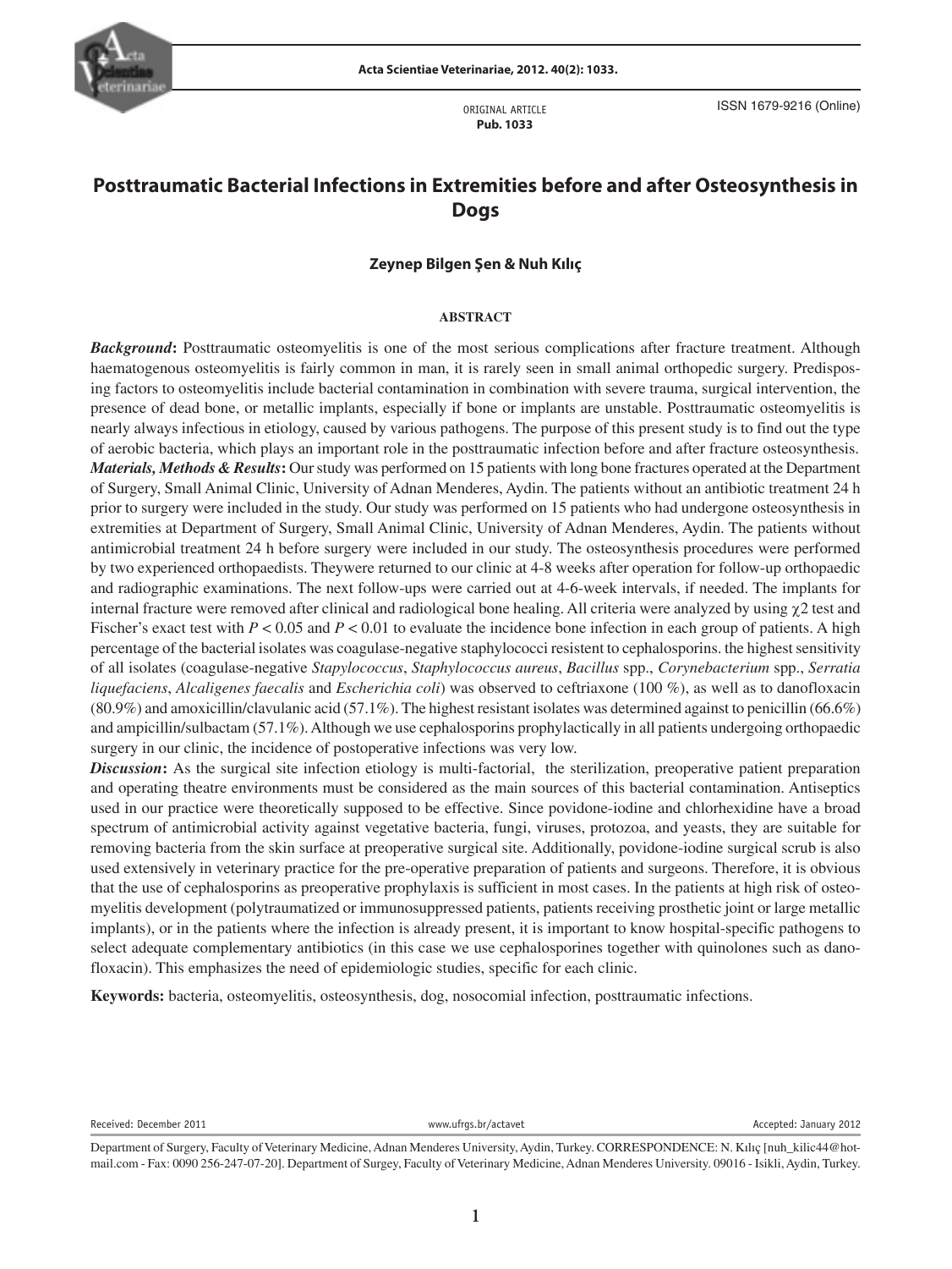ORIGINAL ARTICLE
**Pub. 1033**

ISSN 1679-9216 (Online)

# Posttraumatic Bacterial Infections in Extremities before and after Osteosynthesis in Dogs

**Zeynep Bilgen Şen & Nuh Kılıç**

## ABSTRACT

***Background*:** Posttraumatic osteomyelitis is one of the most serious complications after fracture treatment. Although haematogenous osteomyelitis is fairly common in man, it is rarely seen in small animal orthopedic surgery. Predisposing factors to osteomyelitis include bacterial contamination in combination with severe trauma, surgical intervention, the presence of dead bone, or metallic implants, especially if bone or implants are unstable. Posttraumatic osteomyelitis is nearly always infectious in etiology, caused by various pathogens. The purpose of this present study is to find out the type of aerobic bacteria, which plays an important role in the posttraumatic infection before and after fracture osteosynthesis.

***Materials, Methods & Results*:** Our study was performed on 15 patients with long bone fractures operated at the Department of Surgery, Small Animal Clinic, University of Adnan Menderes, Aydin. The patients without an antibiotic treatment 24 h prior to surgery were included in the study. Our study was performed on 15 patients who had undergone osteosynthesis in extremities at Department of Surgery, Small Animal Clinic, University of Adnan Menderes, Aydin. The patients without antimicrobial treatment 24 h before surgery were included in our study. The osteosynthesis procedures were performed by two experienced orthopaedists. Theywere returned to our clinic at 4-8 weeks after operation for follow-up orthopaedic and radiographic examinations. The next follow-ups were carried out at 4-6-week intervals, if needed. The implants for internal fracture were removed after clinical and radiological bone healing. All criteria were analyzed by using $\chi 2$ test and Fischer's exact test with $P < 0.05$ and $P < 0.01$ to evaluate the incidence bone infection in each group of patients. A high percentage of the bacterial isolates was coagulase-negative staphylococci resistent to cephalosporins. the highest sensitivity of all isolates (coagulase-negative *Stapylococcus*, *Staphylococcus aureus*, *Bacillus* spp., *Corynebacterium* spp., *Serratia liquefaciens*, *Alcaligenes faecalis* and *Escherichia coli*) was observed to ceftriaxone (100 %), as well as to danofloxacin (80.9%) and amoxicillin/clavulanic acid (57.1%). The highest resistant isolates was determined against to penicillin (66.6%) and ampicillin/sulbactam (57.1%). Although we use cephalosporins prophylactically in all patients undergoing orthopaedic surgery in our clinic, the incidence of postoperative infections was very low.

***Discussion*:** As the surgical site infection etiology is multi-factorial, the sterilization, preoperative patient preparation and operating theatre environments must be considered as the main sources of this bacterial contamination. Antiseptics used in our practice were theoretically supposed to be effective. Since povidone-iodine and chlorhexidine have a broad spectrum of antimicrobial activity against vegetative bacteria, fungi, viruses, protozoa, and yeasts, they are suitable for removing bacteria from the skin surface at preoperative surgical site. Additionally, povidone-iodine surgical scrub is also used extensively in veterinary practice for the pre-operative preparation of patients and surgeons. Therefore, it is obvious that the use of cephalosporins as preoperative prophylaxis is sufficient in most cases. In the patients at high risk of osteomyelitis development (polytraumatized or immunosuppressed patients, patients receiving prosthetic joint or large metallic implants), or in the patients where the infection is already present, it is important to know hospital-specific pathogens to select adequate complementary antibiotics (in this case we use cephalosporines together with quinolones such as danofloxacin). This emphasizes the need of epidemiologic studies, specific for each clinic.

**Keywords:** bacteria, osteomyelitis, osteosynthesis, dog, nosocomial infection, posttraumatic infections.

Received: December 2011 www.ufrgs.br/actavet Accepted: January 2012

Department of Surgery, Faculty of Veterinary Medicine, Adnan Menderes University, Aydin, Turkey. CORRESPONDENCE: N. Kılıç [nuh_kilic44@hotmail.com - Fax: 0090 256-247-07-20]. Department of Surgey, Faculty of Veterinary Medicine, Adnan Menderes University. 09016 - Isikli, Aydin, Turkey.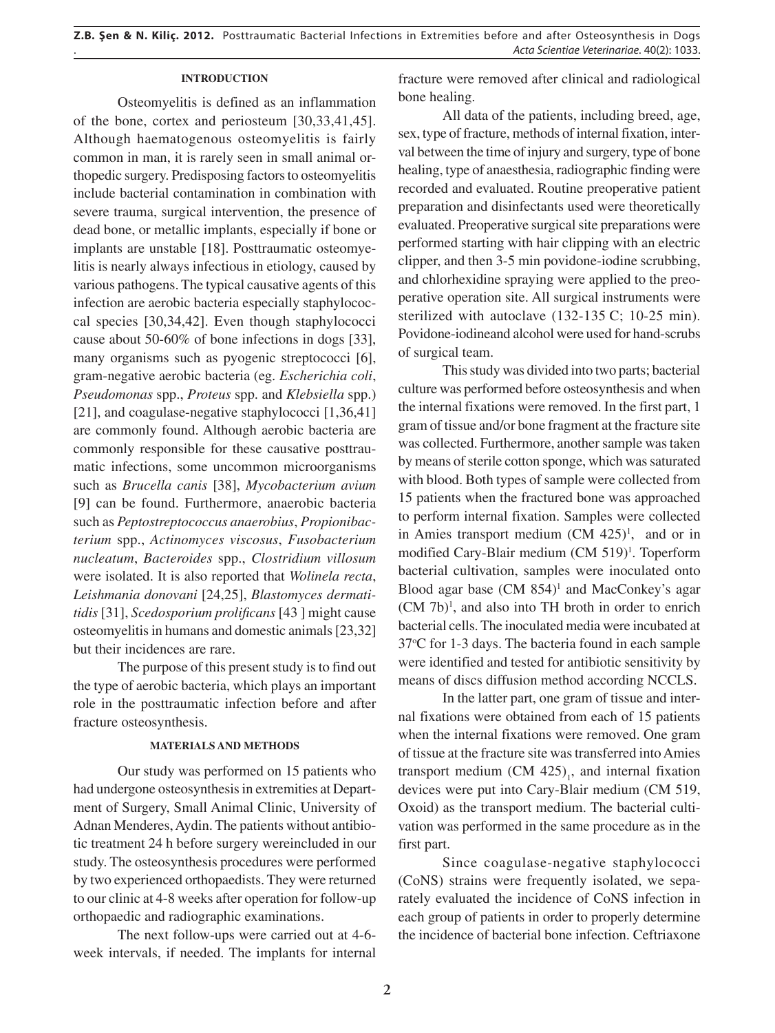## INTRODUCTION

Osteomyelitis is defined as an inflammation of the bone, cortex and periosteum [30,33,41,45]. Although haematogenous osteomyelitis is fairly common in man, it is rarely seen in small animal orthopedic surgery. Predisposing factors to osteomyelitis include bacterial contamination in combination with severe trauma, surgical intervention, the presence of dead bone, or metallic implants, especially if bone or implants are unstable [18]. Posttraumatic osteomyelitis is nearly always infectious in etiology, caused by various pathogens. The typical causative agents of this infection are aerobic bacteria especially staphylococcal species [30,34,42]. Even though staphylococci cause about 50-60% of bone infections in dogs [33], many organisms such as pyogenic streptococci [6], gram-negative aerobic bacteria (eg. *Escherichia coli*, *Pseudomonas* spp., *Proteus* spp. and *Klebsiella* spp.) [21], and coagulase-negative staphylococci [1,36,41] are commonly found. Although aerobic bacteria are commonly responsible for these causative posttraumatic infections, some uncommon microorganisms such as *Brucella canis* [38], *Mycobacterium avium* [9] can be found. Furthermore, anaerobic bacteria such as *Peptostreptococcus anaerobius*, *Propionibacterium* spp., *Actinomyces viscosus*, *Fusobacterium nucleatum*, *Bacteroides* spp., *Clostridium villosum* were isolated. It is also reported that *Wolinela recta*, *Leishmania donovani* [24,25], *Blastomyces dermatitidis* [31], *Scedosporium prolificans* [43 ] might cause osteomyelitis in humans and domestic animals [23,32] but their incidences are rare.

The purpose of this present study is to find out the type of aerobic bacteria, which plays an important role in the posttraumatic infection before and after fracture osteosynthesis.

## MATERIALS AND METHODS

Our study was performed on 15 patients who had undergone osteosynthesis in extremities at Department of Surgery, Small Animal Clinic, University of Adnan Menderes, Aydin. The patients without antibiotic treatment 24 h before surgery wereincluded in our study. The osteosynthesis procedures were performed by two experienced orthopaedists. They were returned to our clinic at 4-8 weeks after operation for follow-up orthopaedic and radiographic examinations.

The next follow-ups were carried out at 4-6-week intervals, if needed. The implants for internal fracture were removed after clinical and radiological bone healing.

All data of the patients, including breed, age, sex, type of fracture, methods of internal fixation, interval between the time of injury and surgery, type of bone healing, type of anaesthesia, radiographic finding were recorded and evaluated. Routine preoperative patient preparation and disinfectants used were theoretically evaluated. Preoperative surgical site preparations were performed starting with hair clipping with an electric clipper, and then 3-5 min povidone-iodine scrubbing, and chlorhexidine spraying were applied to the preoperative operation site. All surgical instruments were sterilized with autoclave (132-135 C; 10-25 min). Povidone-iodineand alcohol were used for hand-scrubs of surgical team.

This study was divided into two parts; bacterial culture was performed before osteosynthesis and when the internal fixations were removed. In the first part, 1 gram of tissue and/or bone fragment at the fracture site was collected. Furthermore, another sample was taken by means of sterile cotton sponge, which was saturated with blood. Both types of sample were collected from 15 patients when the fractured bone was approached to perform internal fixation. Samples were collected in Amies transport medium (CM 425)[1], and or in modified Cary-Blair medium (CM 519)[1]. Toperform bacterial cultivation, samples were inoculated onto Blood agar base (CM 854)[1] and MacConkey's agar (CM 7b)[1], and also into TH broth in order to enrich bacterial cells. The inoculated media were incubated at 37°C for 1-3 days. The bacteria found in each sample were identified and tested for antibiotic sensitivity by means of discs diffusion method according NCCLS.

In the latter part, one gram of tissue and internal fixations were obtained from each of 15 patients when the internal fixations were removed. One gram of tissue at the fracture site was transferred into Amies transport medium (CM 425)[1], and internal fixation devices were put into Cary-Blair medium (CM 519, Oxoid) as the transport medium. The bacterial cultivation was performed in the same procedure as in the first part.

Since coagulase-negative staphylococci (CoNS) strains were frequently isolated, we separately evaluated the incidence of CoNS infection in each group of patients in order to properly determine the incidence of bacterial bone infection. Ceftriaxone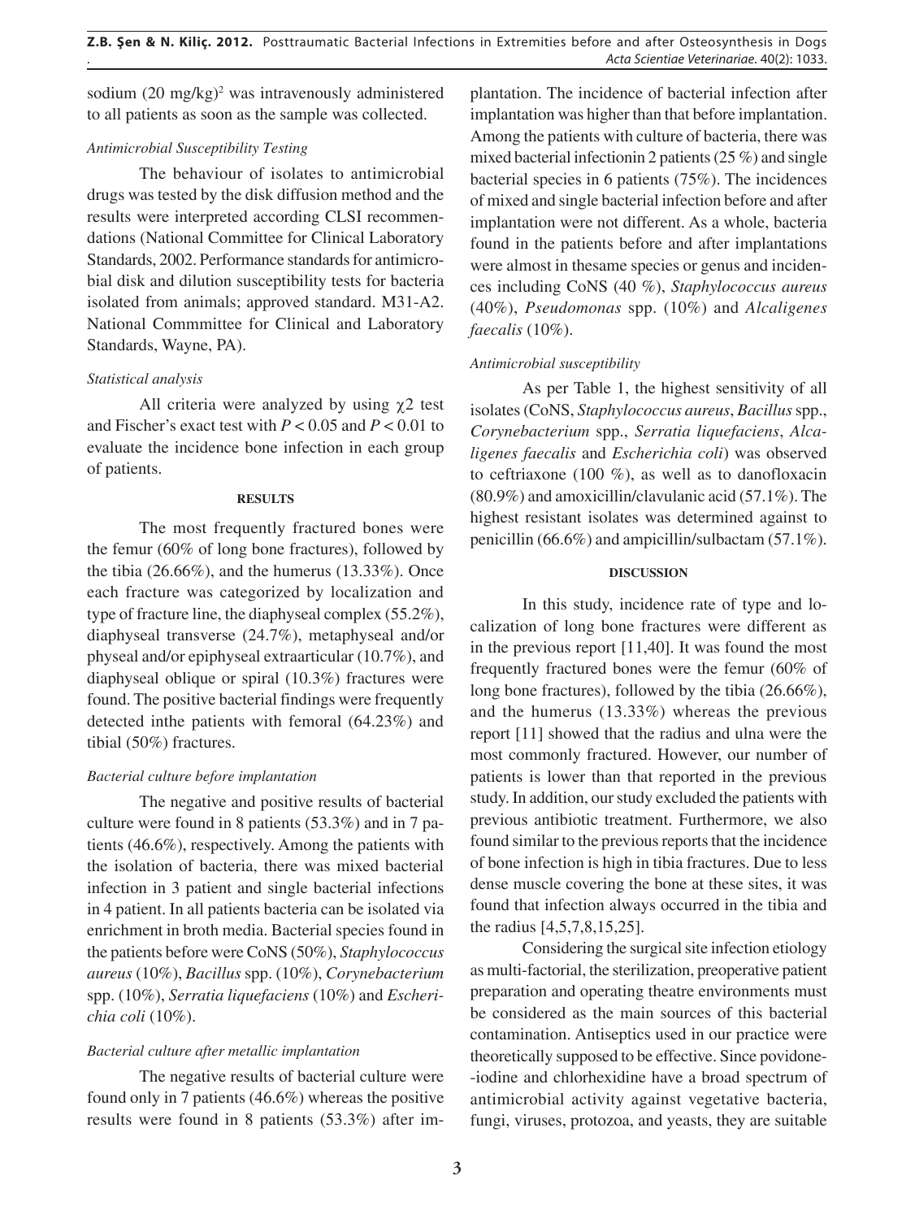sodium (20 mg/kg)[2] was intravenously administered to all patients as soon as the sample was collected.

*Antimicrobial Susceptibility Testing*

The behaviour of isolates to antimicrobial drugs was tested by the disk diffusion method and the results were interpreted according CLSI recommendations (National Committee for Clinical Laboratory Standards, 2002. Performance standards for antimicrobial disk and dilution susceptibility tests for bacteria isolated from animals; approved standard. M31-A2. National Commmittee for Clinical and Laboratory Standards, Wayne, PA).

*Statistical analysis*

All criteria were analyzed by using $\chi 2$ test and Fischer's exact test with $P < 0.05$ and $P < 0.01$ to evaluate the incidence bone infection in each group of patients.

## RESULTS

The most frequently fractured bones were the femur (60% of long bone fractures), followed by the tibia (26.66%), and the humerus (13.33%). Once each fracture was categorized by localization and type of fracture line, the diaphyseal complex (55.2%), diaphyseal transverse (24.7%), metaphyseal and/or physeal and/or epiphyseal extraarticular (10.7%), and diaphyseal oblique or spiral (10.3%) fractures were found. The positive bacterial findings were frequently detected inthe patients with femoral (64.23%) and tibial (50%) fractures.

*Bacterial culture before implantation*

The negative and positive results of bacterial culture were found in 8 patients (53.3%) and in 7 patients (46.6%), respectively. Among the patients with the isolation of bacteria, there was mixed bacterial infection in 3 patient and single bacterial infections in 4 patient. In all patients bacteria can be isolated via enrichment in broth media. Bacterial species found in the patients before were CoNS (50%), *Staphylococcus aureus* (10%), *Bacillus* spp. (10%), *Corynebacterium* spp. (10%), *Serratia liquefaciens* (10%) and *Escherichia coli* (10%).

*Bacterial culture after metallic implantation*

The negative results of bacterial culture were found only in 7 patients (46.6%) whereas the positive results were found in 8 patients (53.3%) after implantation. The incidence of bacterial infection after implantation was higher than that before implantation. Among the patients with culture of bacteria, there was mixed bacterial infectionin 2 patients (25 %) and single bacterial species in 6 patients (75%). The incidences of mixed and single bacterial infection before and after implantation were not different. As a whole, bacteria found in the patients before and after implantations were almost in thesame species or genus and incidences including CoNS (40 %), *Staphylococcus aureus* (40%), *Pseudomonas* spp. (10%) and *Alcaligenes faecalis* (10%).

*Antimicrobial susceptibility*

As per Table 1, the highest sensitivity of all isolates (CoNS, *Staphylococcus aureus*, *Bacillus* spp., *Corynebacterium* spp., *Serratia liquefaciens*, *Alcaligenes faecalis* and *Escherichia coli*) was observed to ceftriaxone (100 %), as well as to danofloxacin (80.9%) and amoxicillin/clavulanic acid (57.1%). The highest resistant isolates was determined against to penicillin (66.6%) and ampicillin/sulbactam (57.1%).

## DISCUSSION

In this study, incidence rate of type and localization of long bone fractures were different as in the previous report [11,40]. It was found the most frequently fractured bones were the femur (60% of long bone fractures), followed by the tibia (26.66%), and the humerus (13.33%) whereas the previous report [11] showed that the radius and ulna were the most commonly fractured. However, our number of patients is lower than that reported in the previous study. In addition, our study excluded the patients with previous antibiotic treatment. Furthermore, we also found similar to the previous reports that the incidence of bone infection is high in tibia fractures. Due to less dense muscle covering the bone at these sites, it was found that infection always occurred in the tibia and the radius [4,5,7,8,15,25].

Considering the surgical site infection etiology as multi-factorial, the sterilization, preoperative patient preparation and operating theatre environments must be considered as the main sources of this bacterial contamination. Antiseptics used in our practice were theoretically supposed to be effective. Since povidone--iodine and chlorhexidine have a broad spectrum of antimicrobial activity against vegetative bacteria, fungi, viruses, protozoa, and yeasts, they are suitable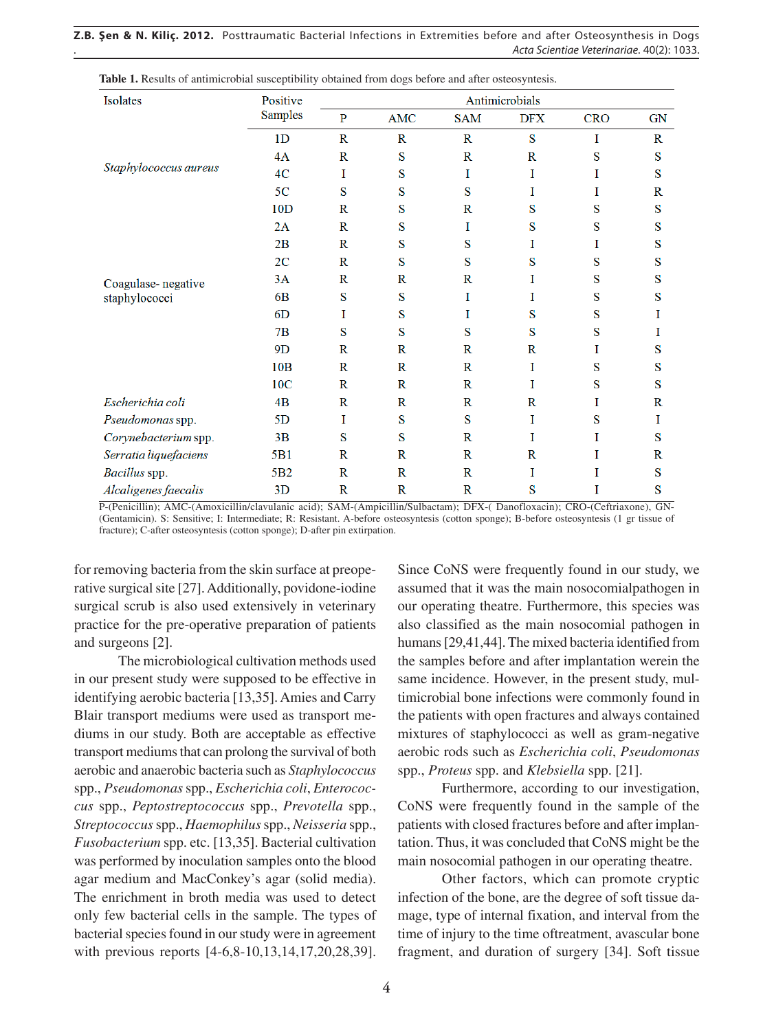**Table 1.** Results of antimicrobial susceptibility obtained from dogs before and after osteosyntesis.

| Isolates | Positive Samples | Antimicrobials | | | | | |
|---|---|---|---|---|---|---|---|
| | | P | AMC | SAM | DFX | CRO | GN |
| *Staphylococcus aureus* | 1D | R | R | R | S | I | R |
| | 4A | R | S | R | R | S | S |
| | 4C | I | S | I | I | I | S |
| | 5C | S | S | S | I | I | R |
| | 10D | R | S | R | S | S | S |
| Coagulase- negative staphylococci | 2A | R | S | I | S | S | S |
| | 2B | R | S | S | I | I | S |
| | 2C | R | S | S | S | S | S |
| | 3A | R | R | R | I | S | S |
| | 6B | S | S | I | I | S | S |
| | 6D | I | S | I | S | S | I |
| | 7B | S | S | S | S | S | I |
| | 9D | R | R | R | R | I | S |
| | 10B | R | R | R | I | S | S |
| | 10C | R | R | R | I | S | S |
| *Escherichia coli* | 4B | R | R | R | R | I | R |
| *Pseudomonas* spp. | 5D | I | S | S | I | S | I |
| *Corynebacterium* spp. | 3B | S | S | R | I | I | S |
| *Serratia liquefaciens* | 5B1 | R | R | R | R | I | R |
| *Bacillus* spp. | 5B2 | R | R | R | I | I | S |
| *Alcaligenes faecalis* | 3D | R | R | R | S | I | S |

P-(Penicillin); AMC-(Amoxicillin/clavulanic acid); SAM-(Ampicillin/Sulbactam); DFX-( Danofloxacin); CRO-(Ceftriaxone), GN-(Gentamicin). S: Sensitive; I: Intermediate; R: Resistant. A-before osteosyntesis (cotton sponge); B-before osteosyntesis (1 gr tissue of fracture); C-after osteosyntesis (cotton sponge); D-after pin extirpation.

for removing bacteria from the skin surface at preoperative surgical site [27]. Additionally, povidone-iodine surgical scrub is also used extensively in veterinary practice for the pre-operative preparation of patients and surgeons [2].

The microbiological cultivation methods used in our present study were supposed to be effective in identifying aerobic bacteria [13,35]. Amies and Carry Blair transport mediums were used as transport mediums in our study. Both are acceptable as effective transport mediums that can prolong the survival of both aerobic and anaerobic bacteria such as *Staphylococcus* spp., *Pseudomonas* spp., *Escherichia coli*, *Enterococcus* spp., *Peptostreptococcus* spp., *Prevotella* spp., *Streptococcus* spp., *Haemophilus* spp., *Neisseria* spp., *Fusobacterium* spp. etc. [13,35]. Bacterial cultivation was performed by inoculation samples onto the blood agar medium and MacConkey's agar (solid media). The enrichment in broth media was used to detect only few bacterial cells in the sample. The types of bacterial species found in our study were in agreement with previous reports [4-6,8-10,13,14,17,20,28,39]. Since CoNS were frequently found in our study, we assumed that it was the main nosocomialpathogen in our operating theatre. Furthermore, this species was also classified as the main nosocomial pathogen in humans [29,41,44]. The mixed bacteria identified from the samples before and after implantation werein the same incidence. However, in the present study, multimicrobial bone infections were commonly found in the patients with open fractures and always contained mixtures of staphylococci as well as gram-negative aerobic rods such as *Escherichia coli*, *Pseudomonas* spp., *Proteus* spp. and *Klebsiella* spp. [21].

Furthermore, according to our investigation, CoNS were frequently found in the sample of the patients with closed fractures before and after implantation. Thus, it was concluded that CoNS might be the main nosocomial pathogen in our operating theatre.

Other factors, which can promote cryptic infection of the bone, are the degree of soft tissue damage, type of internal fixation, and interval from the time of injury to the time oftreatment, avascular bone fragment, and duration of surgery [34]. Soft tissue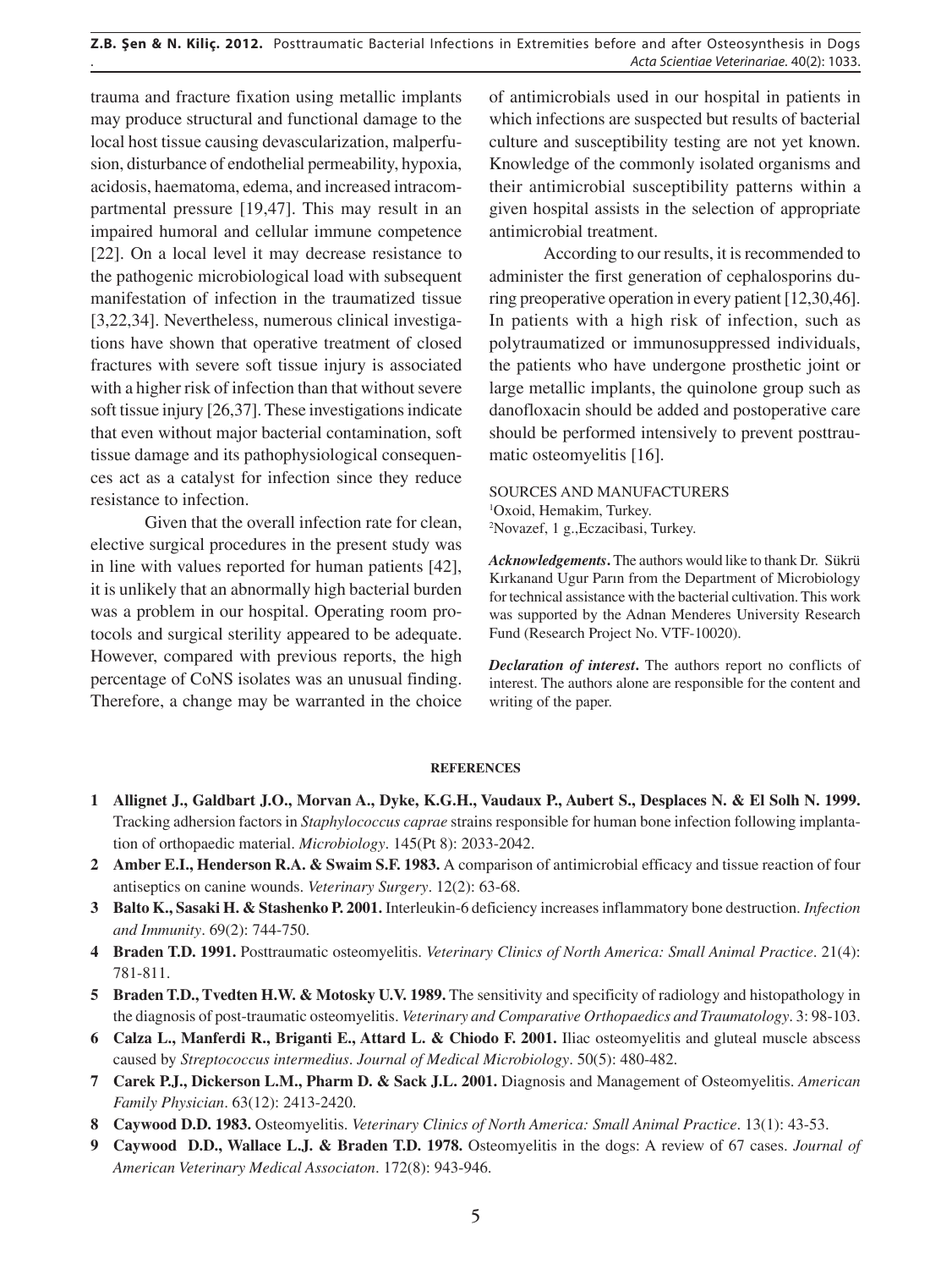trauma and fracture fixation using metallic implants may produce structural and functional damage to the local host tissue causing devascularization, malperfusion, disturbance of endothelial permeability, hypoxia, acidosis, haematoma, edema, and increased intracompartmental pressure [19,47]. This may result in an impaired humoral and cellular immune competence [22]. On a local level it may decrease resistance to the pathogenic microbiological load with subsequent manifestation of infection in the traumatized tissue [3,22,34]. Nevertheless, numerous clinical investigations have shown that operative treatment of closed fractures with severe soft tissue injury is associated with a higher risk of infection than that without severe soft tissue injury [26,37]. These investigations indicate that even without major bacterial contamination, soft tissue damage and its pathophysiological consequences act as a catalyst for infection since they reduce resistance to infection.

Given that the overall infection rate for clean, elective surgical procedures in the present study was in line with values reported for human patients [42], it is unlikely that an abnormally high bacterial burden was a problem in our hospital. Operating room protocols and surgical sterility appeared to be adequate. However, compared with previous reports, the high percentage of CoNS isolates was an unusual finding. Therefore, a change may be warranted in the choice of antimicrobials used in our hospital in patients in which infections are suspected but results of bacterial culture and susceptibility testing are not yet known. Knowledge of the commonly isolated organisms and their antimicrobial susceptibility patterns within a given hospital assists in the selection of appropriate antimicrobial treatment.

According to our results, it is recommended to administer the first generation of cephalosporins during preoperative operation in every patient [12,30,46]. In patients with a high risk of infection, such as polytraumatized or immunosuppressed individuals, the patients who have undergone prosthetic joint or large metallic implants, the quinolone group such as danofloxacin should be added and postoperative care should be performed intensively to prevent posttraumatic osteomyelitis [16].

SOURCES AND MANUFACTURERS
[1]Oxoid, Hemakim, Turkey.
[2]Novazef, 1 g.,Eczacibasi, Turkey.

***Acknowledgements*.** The authors would like to thank Dr. Sükrü Kırkanand Ugur Parın from the Department of Microbiology for technical assistance with the bacterial cultivation. This work was supported by the Adnan Menderes University Research Fund (Research Project No. VTF-10020).

***Declaration of interest*.** The authors report no conflicts of interest. The authors alone are responsible for the content and writing of the paper.

## REFERENCES

**1 Allignet J., Galdbart J.O., Morvan A., Dyke, K.G.H., Vaudaux P., Aubert S., Desplaces N. & El Solh N. 1999.** Tracking adhesion factors in *Staphylococcus caprae* strains responsible for human bone infection following implantation of orthopaedic material. *Microbiology*. 145(Pt 8): 2033-2042.

**2 Amber E.I., Henderson R.A. & Swaim S.F. 1983.** A comparison of antimicrobial efficacy and tissue reaction of four antiseptics on canine wounds. *Veterinary Surgery*. 12(2): 63-68.

**3 Balto K., Sasaki H. & Stashenko P. 2001.** Interleukin-6 deficiency increases inflammatory bone destruction. *Infection and Immunity*. 69(2): 744-750.

**4 Braden T.D. 1991.** Posttraumatic osteomyelitis. *Veterinary Clinics of North America: Small Animal Practice*. 21(4): 781-811.

**5 Braden T.D., Tvedten H.W. & Motosky U.V. 1989.** The sensitivity and specificity of radiology and histopathology in the diagnosis of post-traumatic osteomyelitis. *Veterinary and Comparative Orthopaedics and Traumatology*. 3: 98-103.

**6 Calza L., Manferdi R., Briganti E., Attard L. & Chiodo F. 2001.** Iliac osteomyelitis and gluteal muscle abscess caused by *Streptococcus intermedius*. *Journal of Medical Microbiology*. 50(5): 480-482.

**7 Carek P.J., Dickerson L.M., Pharm D. & Sack J.L. 2001.** Diagnosis and Management of Osteomyelitis. *American Family Physician*. 63(12): 2413-2420.

**8 Caywood D.D. 1983.** Osteomyelitis. *Veterinary Clinics of North America: Small Animal Practice*. 13(1): 43-53.

**9 Caywood D.D., Wallace L.J. & Braden T.D. 1978.** Osteomyelitis in the dogs: A review of 67 cases. *Journal of American Veterinary Medical Associaton*. 172(8): 943-946.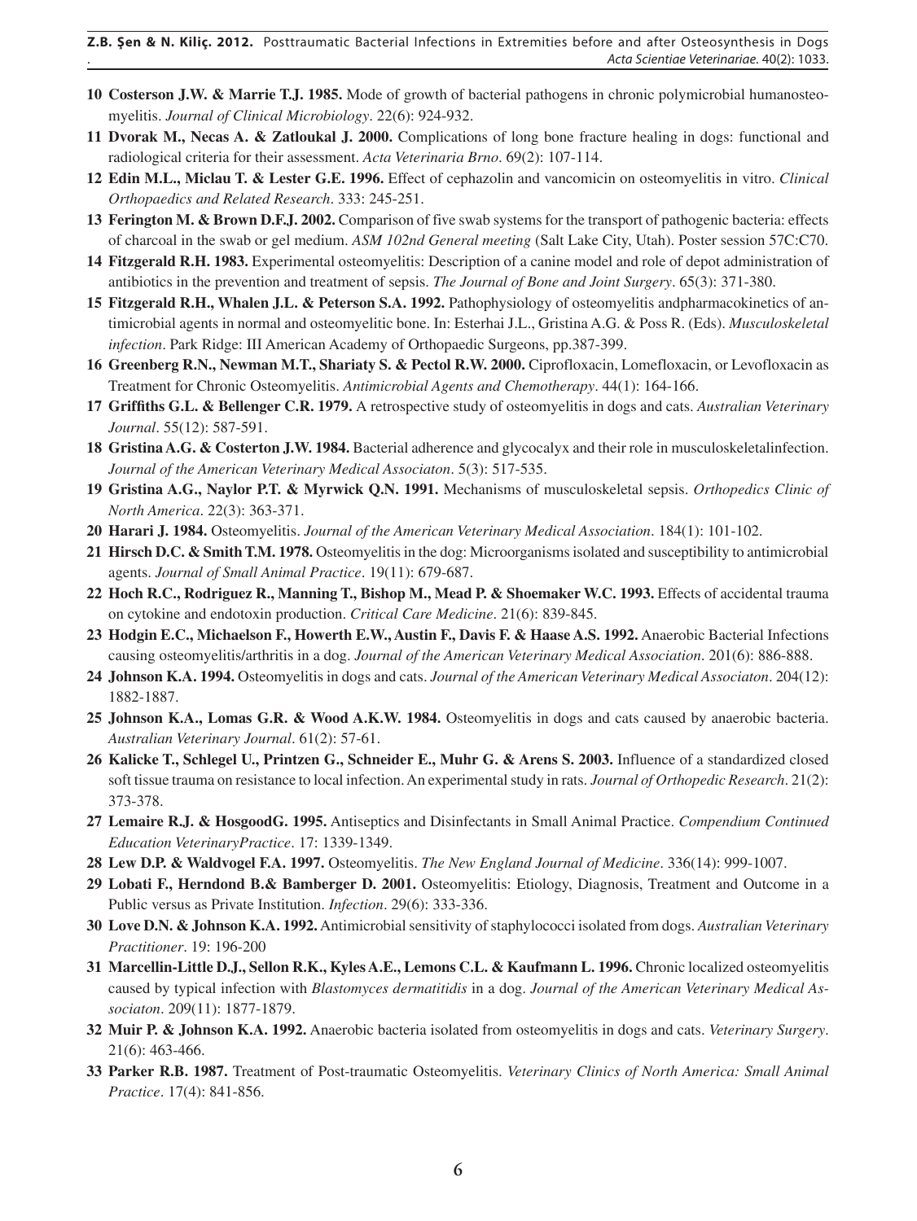**10 Costerson J.W. & Marrie T.J. 1985.** Mode of growth of bacterial pathogens in chronic polymicrobial humanosteomyelitis. *Journal of Clinical Microbiology*. 22(6): 924-932.

**11 Dvorak M., Necas A. & Zatloukal J. 2000.** Complications of long bone fracture healing in dogs: functional and radiological criteria for their assessment. *Acta Veterinaria Brno*. 69(2): 107-114.

**12 Edin M.L., Miclau T. & Lester G.E. 1996.** Effect of cephazolin and vancomicin on osteomyelitis in vitro. *Clinical Orthopaedics and Related Research*. 333: 245-251.

**13 Ferington M. & Brown D.F.J. 2002.** Comparison of five swab systems for the transport of pathogenic bacteria: effects of charcoal in the swab or gel medium. *ASM 102nd General meeting* (Salt Lake City, Utah). Poster session 57C:C70.

**14 Fitzgerald R.H. 1983.** Experimental osteomyelitis: Description of a canine model and role of depot administration of antibiotics in the prevention and treatment of sepsis. *The Journal of Bone and Joint Surgery*. 65(3): 371-380.

**15 Fitzgerald R.H., Whalen J.L. & Peterson S.A. 1992.** Pathophysiology of osteomyelitis andpharmacokinetics of antimicrobial agents in normal and osteomyelitic bone. In: Esterhai J.L., Gristina A.G. & Poss R. (Eds). *Musculoskeletal infection*. Park Ridge: III American Academy of Orthopaedic Surgeons, pp.387-399.

**16 Greenberg R.N., Newman M.T., Shariaty S. & Pectol R.W. 2000.** Ciprofloxacin, Lomefloxacin, or Levofloxacin as Treatment for Chronic Osteomyelitis. *Antimicrobial Agents and Chemotherapy*. 44(1): 164-166.

**17 Griffiths G.L. & Bellenger C.R. 1979.** A retrospective study of osteomyelitis in dogs and cats. *Australian Veterinary Journal*. 55(12): 587-591.

**18 Gristina A.G. & Costerton J.W. 1984.** Bacterial adherence and glycocalyx and their role in musculoskeletalinfection. *Journal of the American Veterinary Medical Associaton*. 5(3): 517-535.

**19 Gristina A.G., Naylor P.T. & Myrwick Q.N. 1991.** Mechanisms of musculoskeletal sepsis. *Orthopedics Clinic of North America*. 22(3): 363-371.

**20 Harari J. 1984.** Osteomyelitis. *Journal of the American Veterinary Medical Association*. 184(1): 101-102.

**21 Hirsch D.C. & Smith T.M. 1978.** Osteomyelitis in the dog: Microorganisms isolated and susceptibility to antimicrobial agents. *Journal of Small Animal Practice*. 19(11): 679-687.

**22 Hoch R.C., Rodriguez R., Manning T., Bishop M., Mead P. & Shoemaker W.C. 1993.** Effects of accidental trauma on cytokine and endotoxin production. *Critical Care Medicine*. 21(6): 839-845.

**23 Hodgin E.C., Michaelson F., Howerth E.W., Austin F., Davis F. & Haase A.S. 1992.** Anaerobic Bacterial Infections causing osteomyelitis/arthritis in a dog. *Journal of the American Veterinary Medical Association*. 201(6): 886-888.

**24 Johnson K.A. 1994.** Osteomyelitis in dogs and cats. *Journal of the American Veterinary Medical Associaton*. 204(12): 1882-1887.

**25 Johnson K.A., Lomas G.R. & Wood A.K.W. 1984.** Osteomyelitis in dogs and cats caused by anaerobic bacteria. *Australian Veterinary Journal*. 61(2): 57-61.

**26 Kalicke T., Schlegel U., Printzen G., Schneider E., Muhr G. & Arens S. 2003.** Influence of a standardized closed soft tissue trauma on resistance to local infection. An experimental study in rats. *Journal of Orthopedic Research*. 21(2): 373-378.

**27 Lemaire R.J. & HosgoodG. 1995.** Antiseptics and Disinfectants in Small Animal Practice. *Compendium Continued Education VeterinaryPractice*. 17: 1339-1349.

**28 Lew D.P. & Waldvogel F.A. 1997.** Osteomyelitis. *The New England Journal of Medicine*. 336(14): 999-1007.

**29 Lobati F., Herndond B.& Bamberger D. 2001.** Osteomyelitis: Etiology, Diagnosis, Treatment and Outcome in a Public versus as Private Institution. *Infection*. 29(6): 333-336.

**30 Love D.N. & Johnson K.A. 1992.** Antimicrobial sensitivity of staphylococci isolated from dogs. *Australian Veterinary Practitioner*. 19: 196-200

**31 Marcellin-Little D.J., Sellon R.K., Kyles A.E., Lemons C.L. & Kaufmann L. 1996.** Chronic localized osteomyelitis caused by typical infection with *Blastomyces dermatitidis* in a dog. *Journal of the American Veterinary Medical Associaton*. 209(11): 1877-1879.

**32 Muir P. & Johnson K.A. 1992.** Anaerobic bacteria isolated from osteomyelitis in dogs and cats. *Veterinary Surgery*. 21(6): 463-466.

**33 Parker R.B. 1987.** Treatment of Post-traumatic Osteomyelitis. *Veterinary Clinics of North America: Small Animal Practice*. 17(4): 841-856.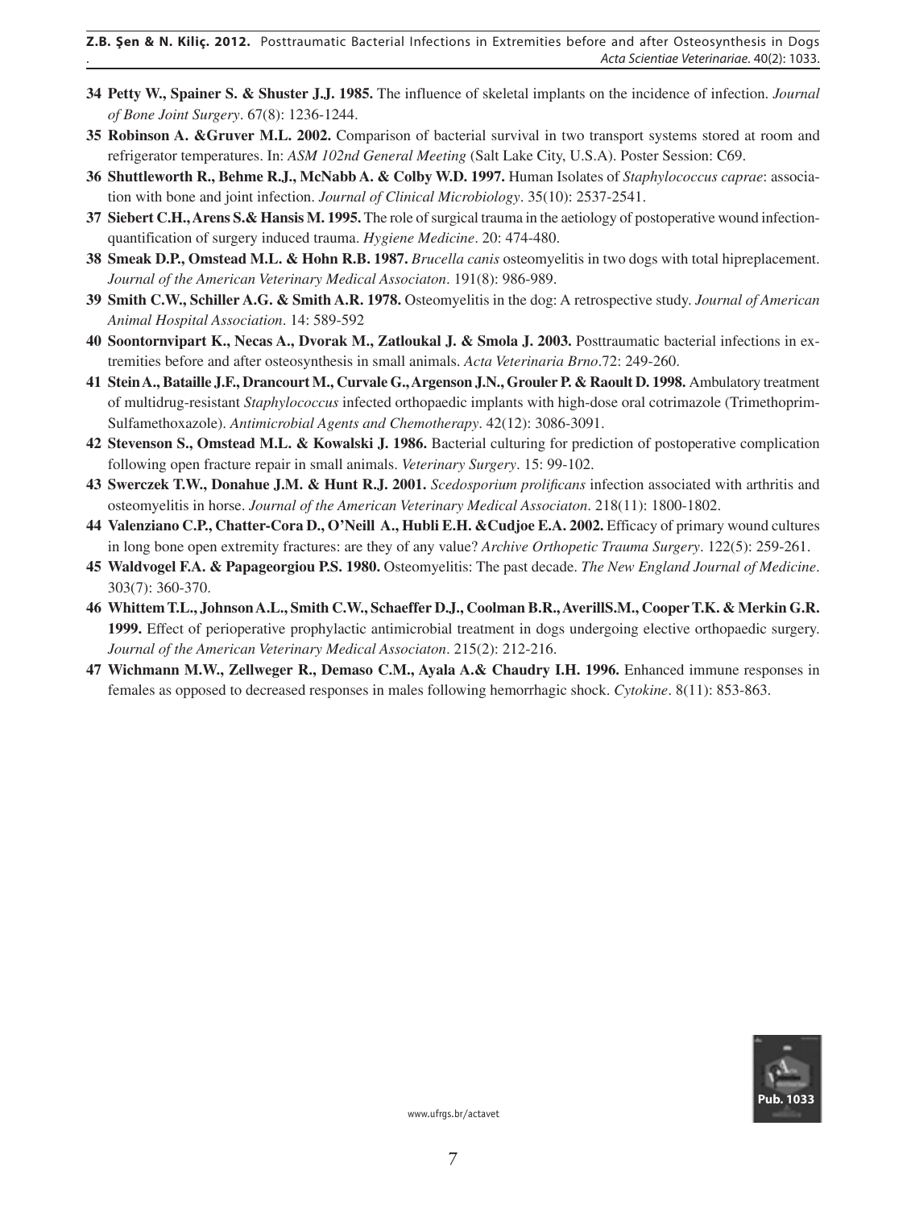**34 Petty W., Spainer S. & Shuster J.J. 1985.** The influence of skeletal implants on the incidence of infection. *Journal of Bone Joint Surgery*. 67(8): 1236-1244.

**35 Robinson A. &Gruver M.L. 2002.** Comparison of bacterial survival in two transport systems stored at room and refrigerator temperatures. In: *ASM 102nd General Meeting* (Salt Lake City, U.S.A). Poster Session: C69.

**36 Shuttleworth R., Behme R.J., McNabb A. & Colby W.D. 1997.** Human Isolates of *Staphylococcus caprae*: association with bone and joint infection. *Journal of Clinical Microbiology*. 35(10): 2537-2541.

**37 Siebert C.H., Arens S.& Hansis M. 1995.** The role of surgical trauma in the aetiology of postoperative wound infection-quantification of surgery induced trauma. *Hygiene Medicine*. 20: 474-480.

**38 Smeak D.P., Omstead M.L. & Hohn R.B. 1987.** *Brucella canis* osteomyelitis in two dogs with total hipreplacement. *Journal of the American Veterinary Medical Associaton*. 191(8): 986-989.

**39 Smith C.W., Schiller A.G. & Smith A.R. 1978.** Osteomyelitis in the dog: A retrospective study. *Journal of American Animal Hospital Association*. 14: 589-592

**40 Soontornvipart K., Necas A., Dvorak M., Zatloukal J. & Smola J. 2003.** Posttraumatic bacterial infections in extremities before and after osteosynthesis in small animals. *Acta Veterinaria Brno*.72: 249-260.

**41 Stein A., Bataille J.F., Drancourt M., Curvale G., Argenson J.N., Grouler P. & Raoult D. 1998.** Ambulatory treatment of multidrug-resistant *Staphylococcus* infected orthopaedic implants with high-dose oral cotrimazole (Trimethoprim-Sulfamethoxazole). *Antimicrobial Agents and Chemotherapy*. 42(12): 3086-3091.

**42 Stevenson S., Omstead M.L. & Kowalski J. 1986.** Bacterial culturing for prediction of postoperative complication following open fracture repair in small animals. *Veterinary Surgery*. 15: 99-102.

**43 Swerczek T.W., Donahue J.M. & Hunt R.J. 2001.** *Scedosporium prolificans* infection associated with arthritis and osteomyelitis in horse. *Journal of the American Veterinary Medical Associaton*. 218(11): 1800-1802.

**44 Valenziano C.P., Chatter-Cora D., O'Neill A., Hubli E.H. &Cudjoe E.A. 2002.** Efficacy of primary wound cultures in long bone open extremity fractures: are they of any value? *Archive Orthopetic Trauma Surgery*. 122(5): 259-261.

**45 Waldvogel F.A. & Papageorgiou P.S. 1980.** Osteomyelitis: The past decade. *The New England Journal of Medicine*. 303(7): 360-370.

**46 Whittem T.L., Johnson A.L., Smith C.W., Schaeffer D.J., Coolman B.R., AverillS.M., Cooper T.K. & Merkin G.R. 1999.** Effect of perioperative prophylactic antimicrobial treatment in dogs undergoing elective orthopaedic surgery. *Journal of the American Veterinary Medical Associaton*. 215(2): 212-216.

**47 Wichmann M.W., Zellweger R., Demaso C.M., Ayala A.& Chaudry I.H. 1996.** Enhanced immune responses in females as opposed to decreased responses in males following hemorrhagic shock. *Cytokine*. 8(11): 853-863.